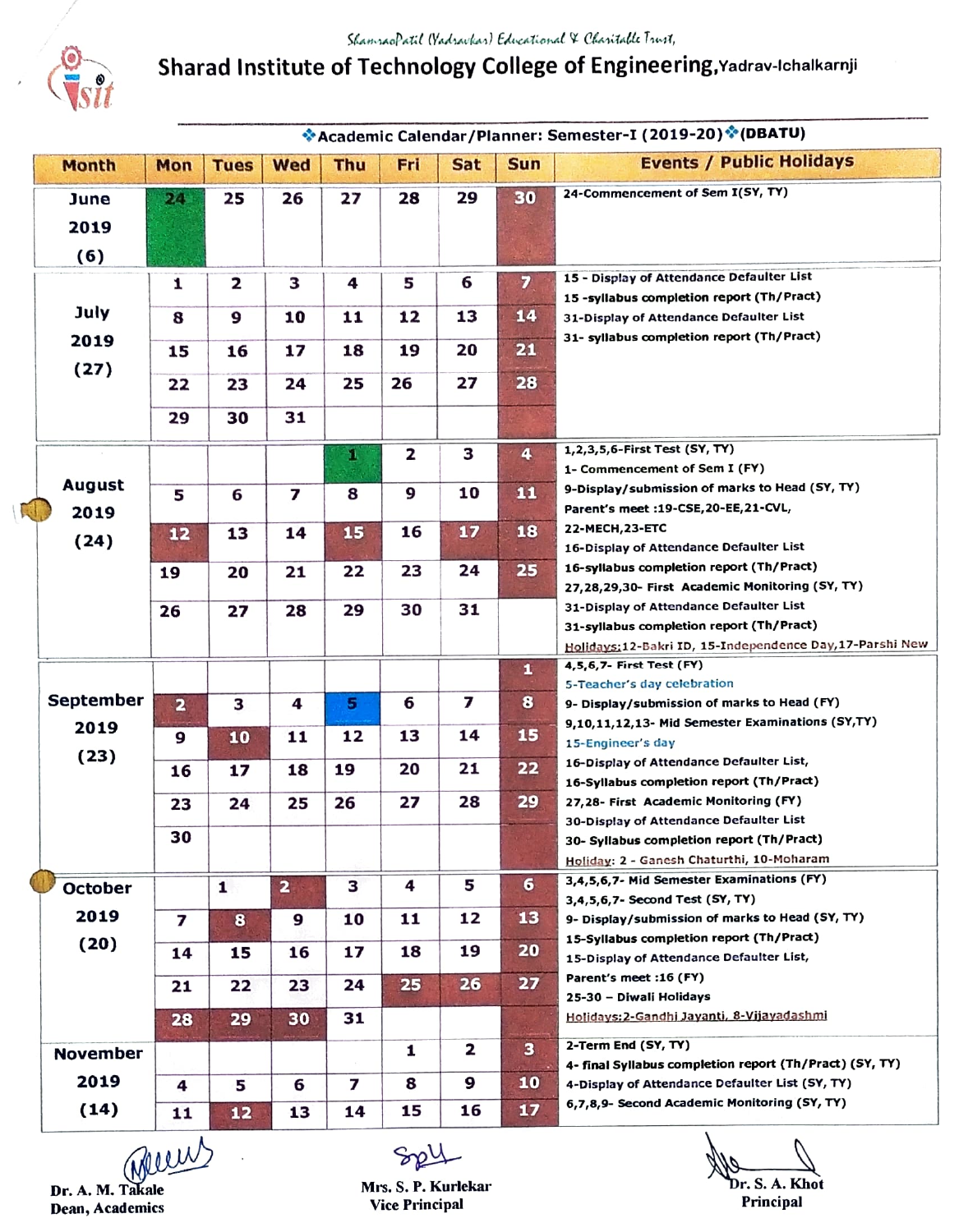ShamraoPatil (Yadravkar) Educational & Charitable Trust,

# Sharad Institute of Technology College of Engineering, Yadrav-Ichalkarnji

## ❖Academic Calendar/Planner: Semester-I (2019-20)❖(DBATU)

| Month | Mon | Tues | Wed | Thu | Fri | Sat | Sun | Events / Public Holidays |
|---|---|---|---|---|---|---|---|---|
| June 2019 (6) | 24 | 25 | 26 | 27 | 28 | 29 | 30 | 24-Commencement of Sem I(SY, TY) |
| July 2019 (27) | 1 | 2 | 3 | 4 | 5 | 6 | 7 | 15 - Display of Attendance Defaulter List |
| | 8 | 9 | 10 | 11 | 12 | 13 | 14 | 15 -syllabus completion report (Th/Pract) |
| | 15 | 16 | 17 | 18 | 19 | 20 | 21 | 31-Display of Attendance Defaulter List |
| | 22 | 23 | 24 | 25 | 26 | 27 | 28 | 31- syllabus completion report (Th/Pract) |
| | 29 | 30 | 31 | | | | | |
| August 2019 (24) | | | | 1 | 2 | 3 | 4 | 1,2,3,5,6-First Test (SY, TY) |
| | | | | | | | | 1- Commencement of Sem I (FY) |
| | 5 | 6 | 7 | 8 | 9 | 10 | 11 | 9-Display/submission of marks to Head (SY, TY) |
| | | | | | | | | Parent's meet :19-CSE,20-EE,21-CVL, 22-MECH,23-ETC |
| | 12 | 13 | 14 | 15 | 16 | 17 | 18 | 16-Display of Attendance Defaulter List |
| | | | | | | | | 16-syllabus completion report (Th/Pract) |
| | 19 | 20 | 21 | 22 | 23 | 24 | 25 | 27,28,29,30- First Academic Monitoring (SY, TY) |
| | 26 | 27 | 28 | 29 | 30 | 31 | | 31-Display of Attendance Defaulter List |
| | | | | | | | | 31-syllabus completion report (Th/Pract) |
| | | | | | | | | Holidays:12-Bakri ID, 15-Independence Day,17-Parshi New |
| September 2019 (23) | | | | | | | 1 | 4,5,6,7- First Test (FY) |
| | | | | | | | | 5-Teacher's day celebration |
| | 2 | 3 | 4 | 5 | 6 | 7 | 8 | 9- Display/submission of marks to Head (FY) |
| | | | | | | | | 9,10,11,12,13- Mid Semester Examinations (SY,TY) |
| | 9 | 10 | 11 | 12 | 13 | 14 | 15 | 15-Engineer's day |
| | | | | | | | | 16-Display of Attendance Defaulter List, |
| | 16 | 17 | 18 | 19 | 20 | 21 | 22 | 16-Syllabus completion report (Th/Pract) |
| | 23 | 24 | 25 | 26 | 27 | 28 | 29 | 27,28- First Academic Monitoring (FY) |
| | 30 | | | | | | | 30-Display of Attendance Defaulter List |
| | | | | | | | | 30- Syllabus completion report (Th/Pract) |
| | | | | | | | | Holiday: 2 - Ganesh Chaturthi, 10-Moharam |
| October 2019 (20) | | 1 | 2 | 3 | 4 | 5 | 6 | 3,4,5,6,7- Mid Semester Examinations (FY) |
| | | | | | | | | 3,4,5,6,7- Second Test (SY, TY) |
| | 7 | 8 | 9 | 10 | 11 | 12 | 13 | 9- Display/submission of marks to Head (SY, TY) |
| | | | | | | | | 15-Syllabus completion report (Th/Pract) |
| | 14 | 15 | 16 | 17 | 18 | 19 | 20 | 15-Display of Attendance Defaulter List, |
| | | | | | | | | Parent's meet :16 (FY) |
| | 21 | 22 | 23 | 24 | 25 | 26 | 27 | 25-30 – Diwali Holidays |
| | 28 | 29 | 30 | 31 | | | | Holidays:2-Gandhi Jayanti, 8-Vijayadashmi |
| November 2019 (14) | | | | | 1 | 2 | 3 | 2-Term End (SY, TY) |
| | | | | | | | | 4- final Syllabus completion report (Th/Pract) (SY, TY) |
| | 4 | 5 | 6 | 7 | 8 | 9 | 10 | 4-Display of Attendance Defaulter List (SY, TY) |
| | 11 | 12 | 13 | 14 | 15 | 16 | 17 | 6,7,8,9- Second Academic Monitoring (SY, TY) |

Dr. A. M. Takale
Dean, Academics

Mrs. S. P. Kurlekar
Vice Principal

Dr. S. A. Khot
Principal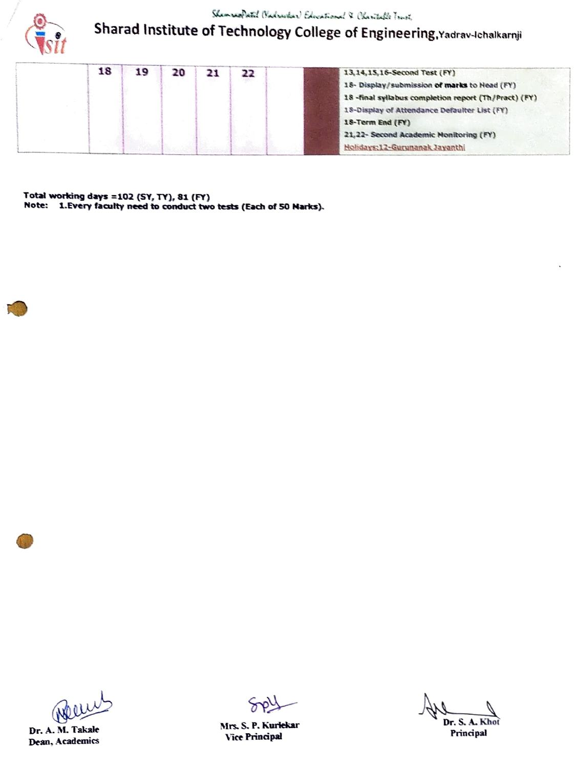Shamraopatil (Yadravkar) Educational & Charitable Trust,

# Sharad Institute of Technology College of Engineering, Yadrav-Ichalkarnji

| | | | | | | | | |
|---|---|---|---|---|---|---|---|---|
| | 18 | 19 | 20 | 21 | 22 | | | 13,14,15,16-Second Test (FY)<br>18- Display/submission of marks to Head (FY)<br>18 -final syllabus completion report (Th/Pract) (FY)<br>18-Display of Attendance Defaulter List (FY)<br>18-Term End (FY)<br>21,22- Second Academic Monitoring (FY)<br>Holidays:12-Gurunanak Jayanthi |

**Total working days =102 (SY, TY), 81 (FY)**

**Note: 1.Every faculty need to conduct two tests (Each of 50 Marks).**

Dr. A. M. Takale
Dean, Academics

Mrs. S. P. Kurlekar
Vice Principal

Dr. S. A. Khot
Principal